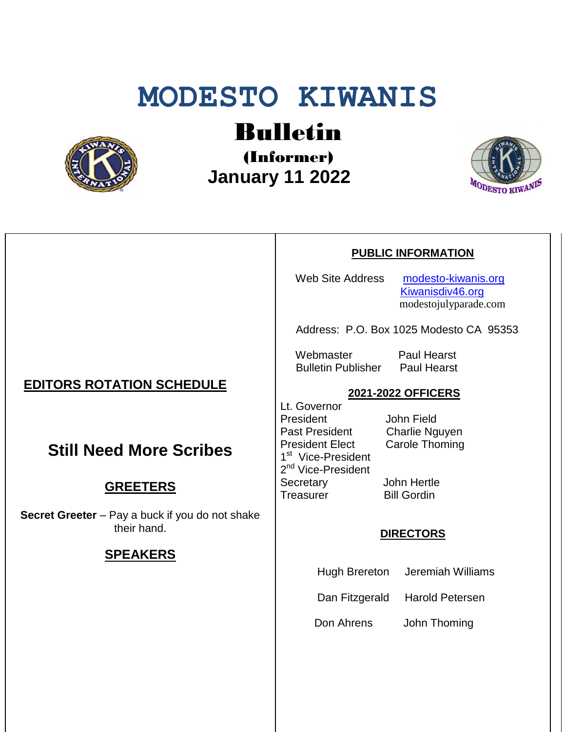# MODESTO KIWANIS

## Bulletin

### (Informer)

### January 11 2022

## EDITORS ROTATION SCHEDULE

### Still Need More Scribes

## GREETERS

**Secret Greeter** – Pay a buck if you do not shake their hand.

## SPEAKERS

## PUBLIC INFORMATION

Web Site Address: [modesto-kiwanis.org](modesto-kiwanis.org)
[Kiwanisdiv46.org](Kiwanisdiv46.org)
modestojulyparade.com

Address: P.O. Box 1025 Modesto CA 95353

| | |
|---|---|
| Webmaster | Paul Hearst |
| Bulletin Publisher | Paul Hearst |

## 2021-2022 OFFICERS

| | |
|---|---|
| Lt. Governor | |
| President | John Field |
| Past President | Charlie Nguyen |
| President Elect | Carole Thoming |
| 1st Vice-President | |
| 2nd Vice-President | |
| Secretary | John Hertle |
| Treasurer | Bill Gordin |

## DIRECTORS

| | |
|---|---|
| Hugh Brereton | Jeremiah Williams |
| Dan Fitzgerald | Harold Petersen |
| Don Ahrens | John Thoming |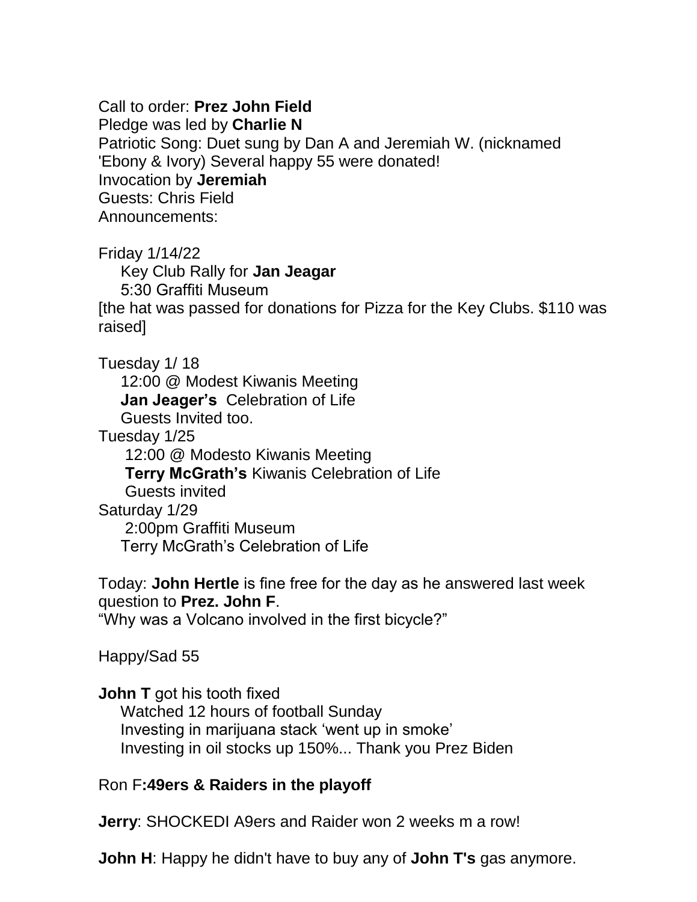Call to order: **Prez John Field**
Pledge was led by **Charlie N**
Patriotic Song: Duet sung by Dan A and Jeremiah W. (nicknamed 'Ebony & Ivory) Several happy 55 were donated!
Invocation by **Jeremiah**
Guests: Chris Field
Announcements:

Friday 1/14/22
  Key Club Rally for **Jan Jeagar**
  5:30 Graffiti Museum
[the hat was passed for donations for Pizza for the Key Clubs. $110 was raised]

Tuesday 1/ 18
  12:00 @ Modest Kiwanis Meeting
  **Jan Jeager's** Celebration of Life
  Guests Invited too.
Tuesday 1/25
  12:00 @ Modesto Kiwanis Meeting
  **Terry McGrath's** Kiwanis Celebration of Life
  Guests invited
Saturday 1/29
  2:00pm Graffiti Museum
  Terry McGrath's Celebration of Life

Today: **John Hertle** is fine free for the day as he answered last week question to **Prez. John F**.
"Why was a Volcano involved in the first bicycle?"

Happy/Sad 55

**John T** got his tooth fixed
  Watched 12 hours of football Sunday
  Investing in marijuana stack 'went up in smoke'
  Investing in oil stocks up 150%... Thank you Prez Biden

Ron F**:49ers & Raiders in the playoff**

**Jerry**: SHOCKEDI A9ers and Raider won 2 weeks m a row!

**John H**: Happy he didn't have to buy any of **John T's** gas anymore.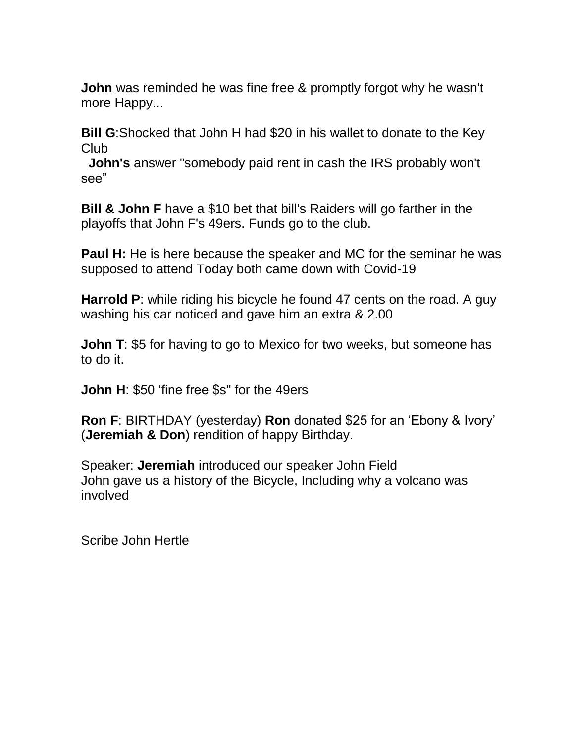**John** was reminded he was fine free & promptly forgot why he wasn't more Happy...

**Bill G**:Shocked that John H had $20 in his wallet to donate to the Key Club
**John's** answer "somebody paid rent in cash the IRS probably won't see”

**Bill & John F** have a $10 bet that bill's Raiders will go farther in the playoffs that John F's 49ers. Funds go to the club.

**Paul H:** He is here because the speaker and MC for the seminar he was supposed to attend Today both came down with Covid-19

**Harrold P**: while riding his bicycle he found 47 cents on the road. A guy washing his car noticed and gave him an extra & 2.00

**John T**: $5 for having to go to Mexico for two weeks, but someone has to do it.

**John H**: $50 ‘fine free $s" for the 49ers

**Ron F**: BIRTHDAY (yesterday) **Ron** donated $25 for an ‘Ebony & Ivory’ (**Jeremiah & Don**) rendition of happy Birthday.

Speaker: **Jeremiah** introduced our speaker John Field
John gave us a history of the Bicycle, Including why a volcano was involved

Scribe John Hertle